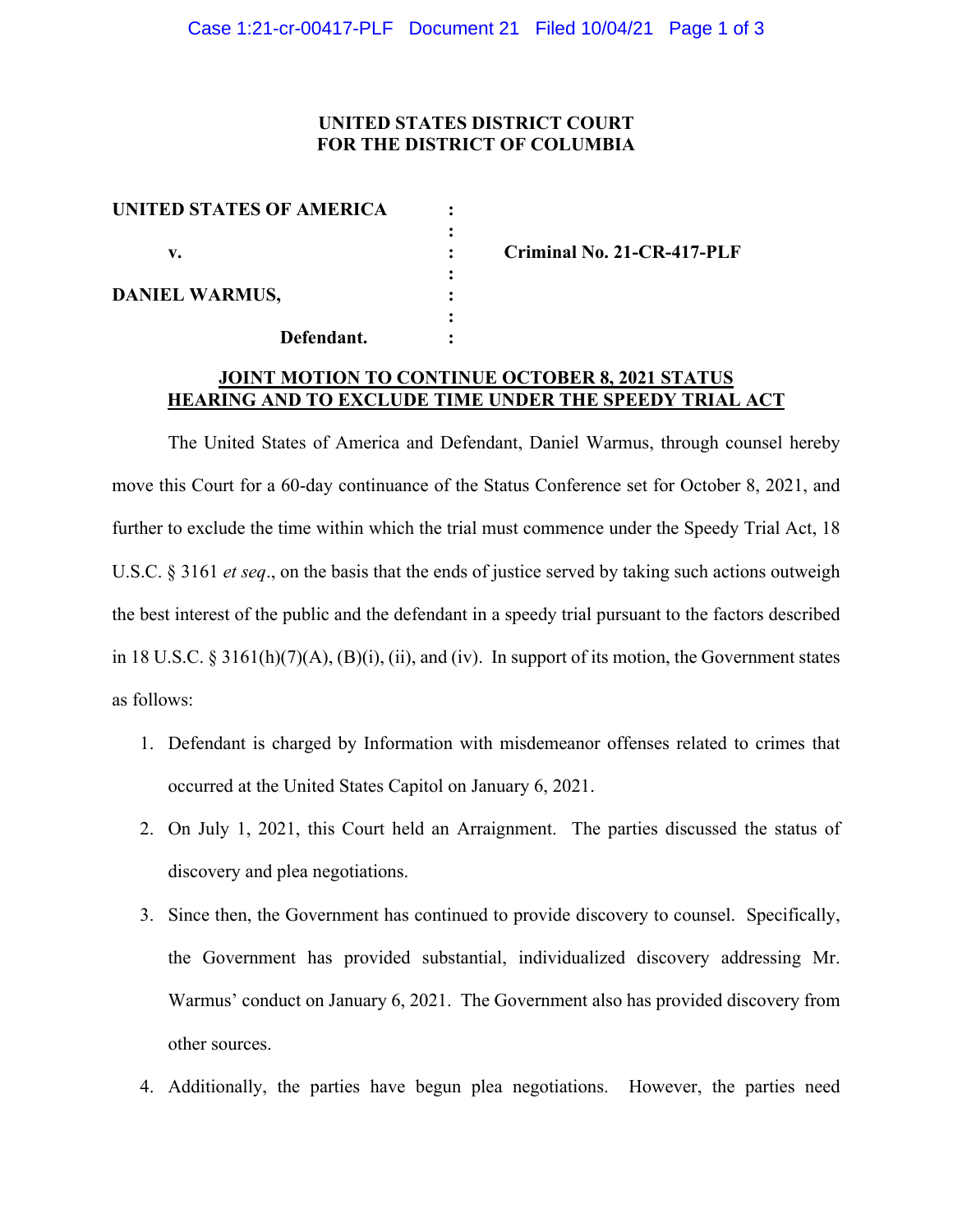**UNITED STATES DISTRICT COURT**
**FOR THE DISTRICT OF COLUMBIA**

| | | |
|---|---|---|
| **UNITED STATES OF AMERICA** | : | |
| | : | |
| **v.** | : | **Criminal No. 21-CR-417-PLF** |
| | : | |
| **DANIEL WARMUS,** | : | |
| | : | |
| **Defendant.** | : | |

**JOINT MOTION TO CONTINUE OCTOBER 8, 2021 STATUS HEARING AND TO EXCLUDE TIME UNDER THE SPEEDY TRIAL ACT**

The United States of America and Defendant, Daniel Warmus, through counsel hereby move this Court for a 60-day continuance of the Status Conference set for October 8, 2021, and further to exclude the time within which the trial must commence under the Speedy Trial Act, 18 U.S.C. § 3161 *et seq*., on the basis that the ends of justice served by taking such actions outweigh the best interest of the public and the defendant in a speedy trial pursuant to the factors described in 18 U.S.C. § 3161(h)(7)(A), (B)(i), (ii), and (iv). In support of its motion, the Government states as follows:

1. Defendant is charged by Information with misdemeanor offenses related to crimes that occurred at the United States Capitol on January 6, 2021.
2. On July 1, 2021, this Court held an Arraignment. The parties discussed the status of discovery and plea negotiations.
3. Since then, the Government has continued to provide discovery to counsel. Specifically, the Government has provided substantial, individualized discovery addressing Mr. Warmus' conduct on January 6, 2021. The Government also has provided discovery from other sources.
4. Additionally, the parties have begun plea negotiations. However, the parties need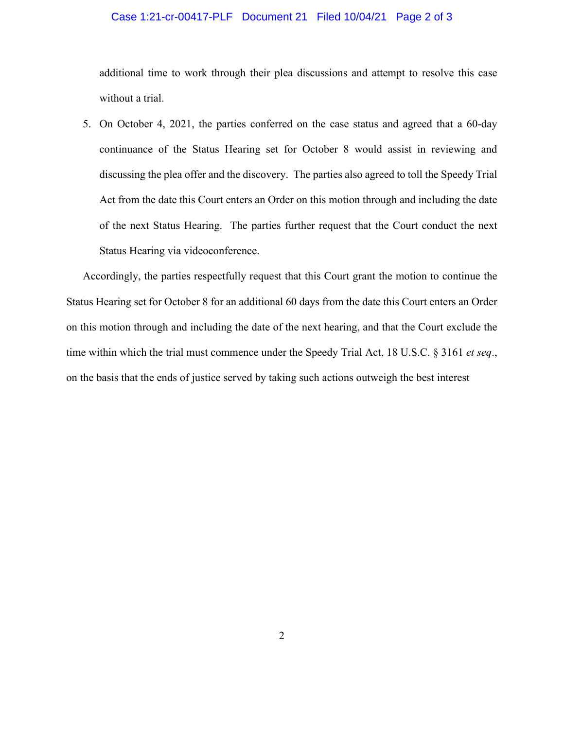additional time to work through their plea discussions and attempt to resolve this case without a trial.

5. On October 4, 2021, the parties conferred on the case status and agreed that a 60-day continuance of the Status Hearing set for October 8 would assist in reviewing and discussing the plea offer and the discovery. The parties also agreed to toll the Speedy Trial Act from the date this Court enters an Order on this motion through and including the date of the next Status Hearing. The parties further request that the Court conduct the next Status Hearing via videoconference.

Accordingly, the parties respectfully request that this Court grant the motion to continue the Status Hearing set for October 8 for an additional 60 days from the date this Court enters an Order on this motion through and including the date of the next hearing, and that the Court exclude the time within which the trial must commence under the Speedy Trial Act, 18 U.S.C. § 3161 *et seq*., on the basis that the ends of justice served by taking such actions outweigh the best interest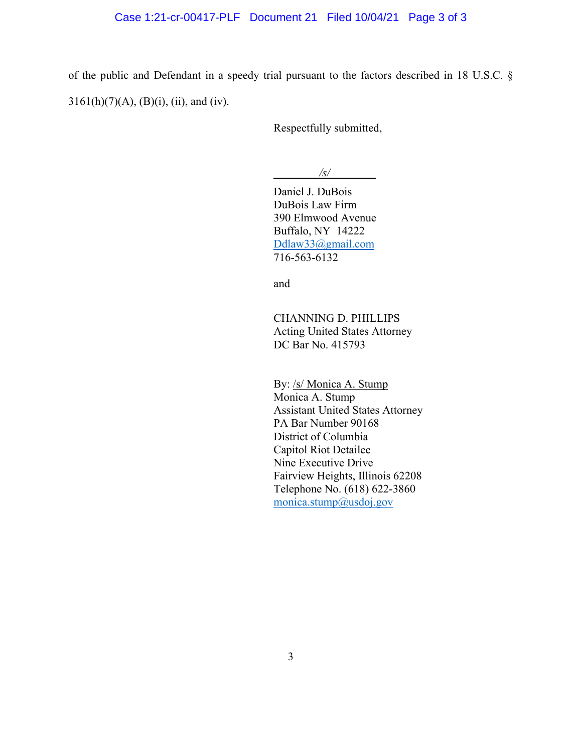of the public and Defendant in a speedy trial pursuant to the factors described in 18 U.S.C. § 3161(h)(7)(A), (B)(i), (ii), and (iv).

Respectfully submitted,

*/s/*

Daniel J. DuBois
DuBois Law Firm
390 Elmwood Avenue
Buffalo, NY 14222
Ddlaw33@gmail.com
716-563-6132

and

CHANNING D. PHILLIPS
Acting United States Attorney
DC Bar No. 415793

By: /s/ Monica A. Stump
Monica A. Stump
Assistant United States Attorney
PA Bar Number 90168
District of Columbia
Capitol Riot Detailee
Nine Executive Drive
Fairview Heights, Illinois 62208
Telephone No. (618) 622-3860
monica.stump@usdoj.gov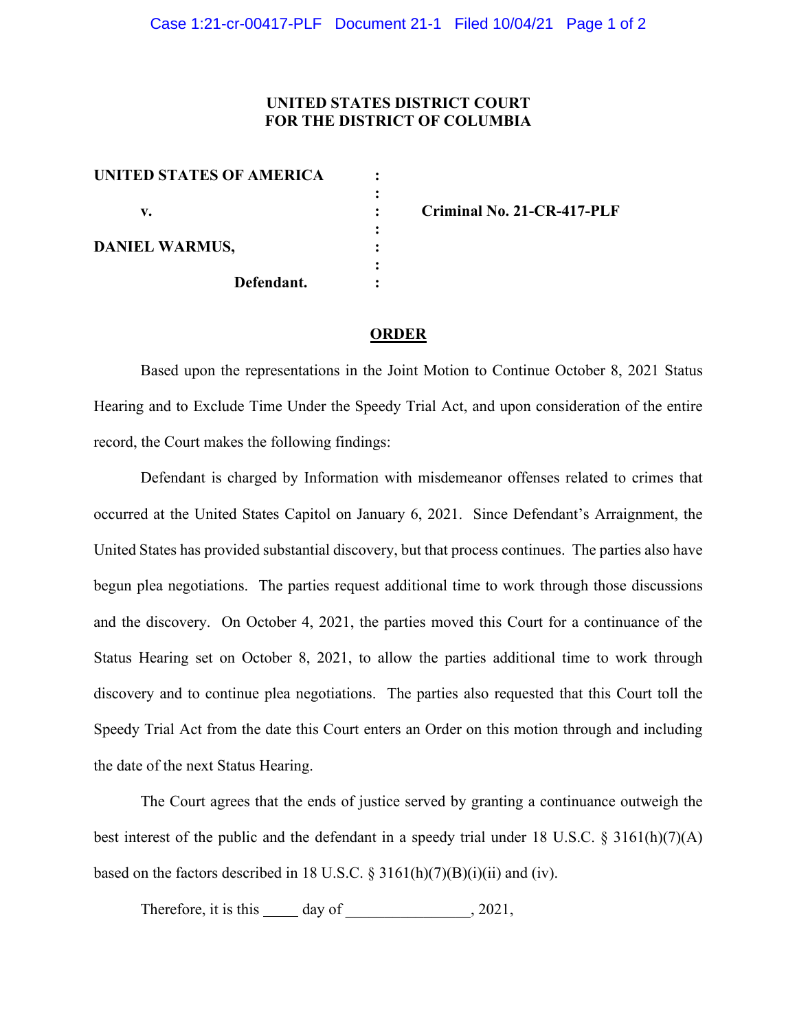# UNITED STATES DISTRICT COURT
# FOR THE DISTRICT OF COLUMBIA

| | | |
|---|---|---|
| **UNITED STATES OF AMERICA** | : | |
| | : | |
| **v.** | : | **Criminal No. 21-CR-417-PLF** |
| | : | |
| **DANIEL WARMUS,** | : | |
| | : | |
| **Defendant.** | : | |

## ORDER

Based upon the representations in the Joint Motion to Continue October 8, 2021 Status Hearing and to Exclude Time Under the Speedy Trial Act, and upon consideration of the entire record, the Court makes the following findings:

Defendant is charged by Information with misdemeanor offenses related to crimes that occurred at the United States Capitol on January 6, 2021. Since Defendant's Arraignment, the United States has provided substantial discovery, but that process continues. The parties also have begun plea negotiations. The parties request additional time to work through those discussions and the discovery. On October 4, 2021, the parties moved this Court for a continuance of the Status Hearing set on October 8, 2021, to allow the parties additional time to work through discovery and to continue plea negotiations. The parties also requested that this Court toll the Speedy Trial Act from the date this Court enters an Order on this motion through and including the date of the next Status Hearing.

The Court agrees that the ends of justice served by granting a continuance outweigh the best interest of the public and the defendant in a speedy trial under 18 U.S.C. § 3161(h)(7)(A) based on the factors described in 18 U.S.C. § 3161(h)(7)(B)(i)(ii) and (iv).

Therefore, it is this _____ day of ________________, 2021,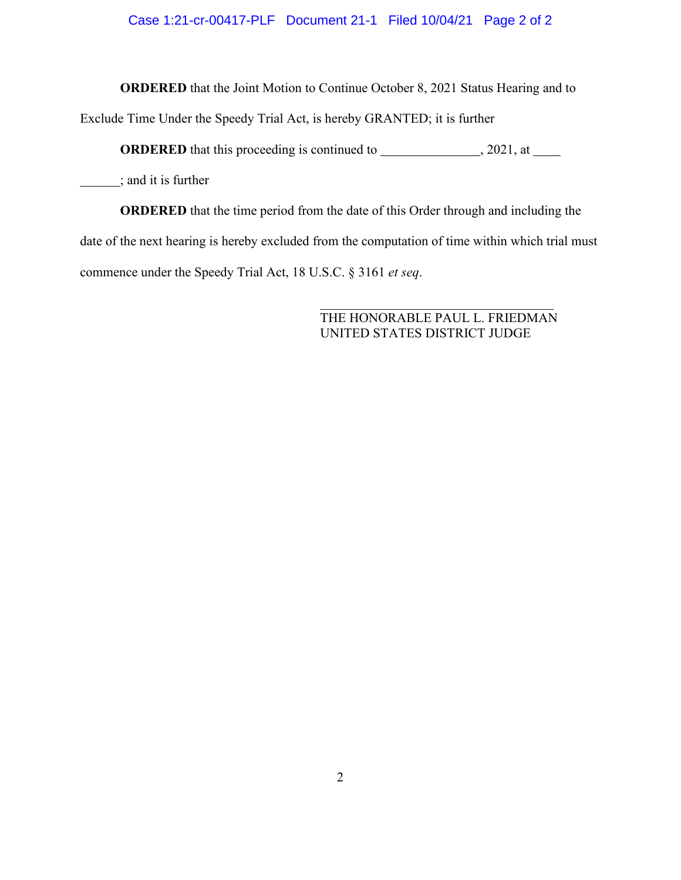**ORDERED** that the Joint Motion to Continue October 8, 2021 Status Hearing and to Exclude Time Under the Speedy Trial Act, is hereby GRANTED; it is further

**ORDERED** that this proceeding is continued to _______________, 2021, at ____ ______; and it is further

**ORDERED** that the time period from the date of this Order through and including the date of the next hearing is hereby excluded from the computation of time within which trial must commence under the Speedy Trial Act, 18 U.S.C. § 3161 *et seq*.

\_\_\_\_\_\_\_\_\_\_\_\_\_\_\_\_\_\_\_\_\_\_\_\_\_\_\_\_\_\_\_\_\_\_\_\_\_\_

THE HONORABLE PAUL L. FRIEDMAN
UNITED STATES DISTRICT JUDGE